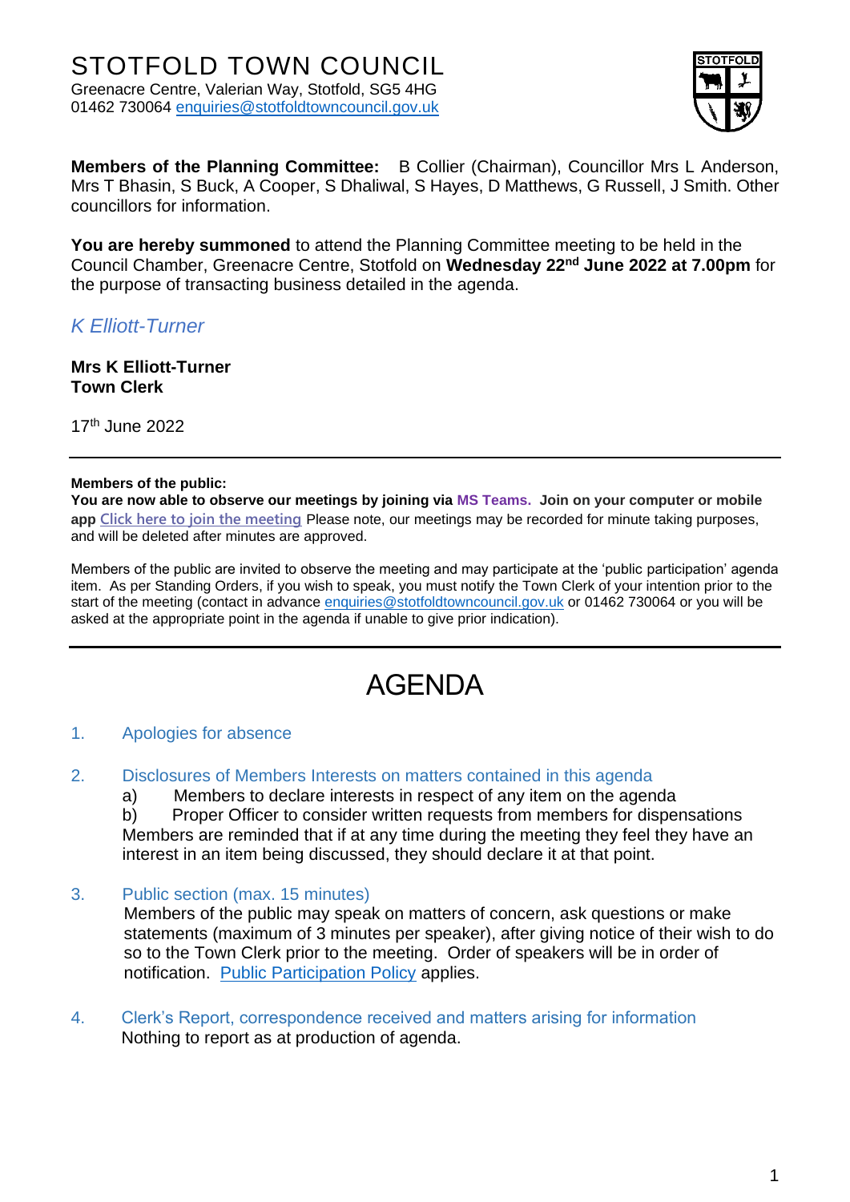# STOTFOLD TOWN COUNCIL

Greenacre Centre, Valerian Way, Stotfold, SG5 4HG
01462 730064 enquiries@stotfoldtowncouncil.gov.uk

**Members of the Planning Committee:** B Collier (Chairman), Councillor Mrs L Anderson, Mrs T Bhasin, S Buck, A Cooper, S Dhaliwal, S Hayes, D Matthews, G Russell, J Smith. Other councillors for information.

**You are hereby summoned** to attend the Planning Committee meeting to be held in the Council Chamber, Greenacre Centre, Stotfold on **Wednesday 22nd June 2022 at 7.00pm** for the purpose of transacting business detailed in the agenda.

*K Elliott-Turner*

**Mrs K Elliott-Turner**
**Town Clerk**

17th June 2022

---

**Members of the public:**
**You are now able to observe our meetings by joining via MS Teams. Join on your computer or mobile app** Click here to join the meeting Please note, our meetings may be recorded for minute taking purposes, and will be deleted after minutes are approved.

Members of the public are invited to observe the meeting and may participate at the 'public participation' agenda item. As per Standing Orders, if you wish to speak, you must notify the Town Clerk of your intention prior to the start of the meeting (contact in advance enquiries@stotfoldtowncouncil.gov.uk or 01462 730064 or you will be asked at the appropriate point in the agenda if unable to give prior indication).

---

# AGENDA

1. Apologies for absence

2. Disclosures of Members Interests on matters contained in this agenda
   a) Members to declare interests in respect of any item on the agenda
   b) Proper Officer to consider written requests from members for dispensations
   Members are reminded that if at any time during the meeting they feel they have an interest in an item being discussed, they should declare it at that point.

3. Public section (max. 15 minutes)
   Members of the public may speak on matters of concern, ask questions or make statements (maximum of 3 minutes per speaker), after giving notice of their wish to do so to the Town Clerk prior to the meeting. Order of speakers will be in order of notification. Public Participation Policy applies.

4. Clerk's Report, correspondence received and matters arising for information
   Nothing to report as at production of agenda.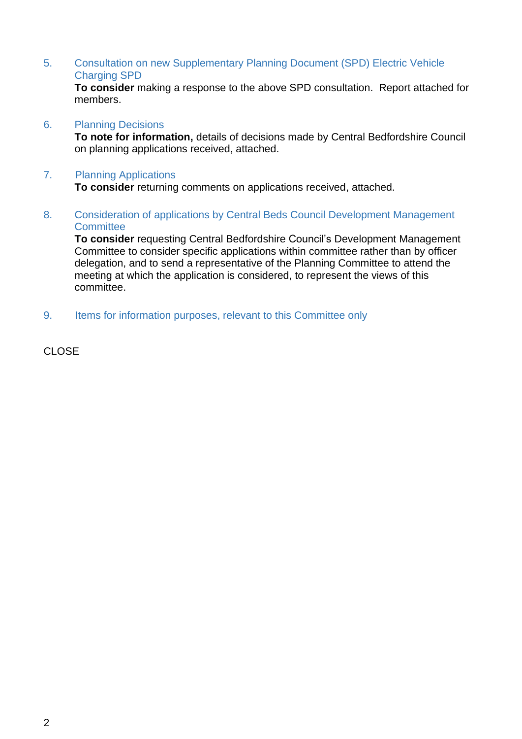5. Consultation on new Supplementary Planning Document (SPD) Electric Vehicle Charging SPD

   **To consider** making a response to the above SPD consultation. Report attached for members.

6. Planning Decisions

   **To note for information,** details of decisions made by Central Bedfordshire Council on planning applications received, attached.

7. Planning Applications

   **To consider** returning comments on applications received, attached.

8. Consideration of applications by Central Beds Council Development Management Committee

   **To consider** requesting Central Bedfordshire Council's Development Management Committee to consider specific applications within committee rather than by officer delegation, and to send a representative of the Planning Committee to attend the meeting at which the application is considered, to represent the views of this committee.

9. Items for information purposes, relevant to this Committee only

CLOSE